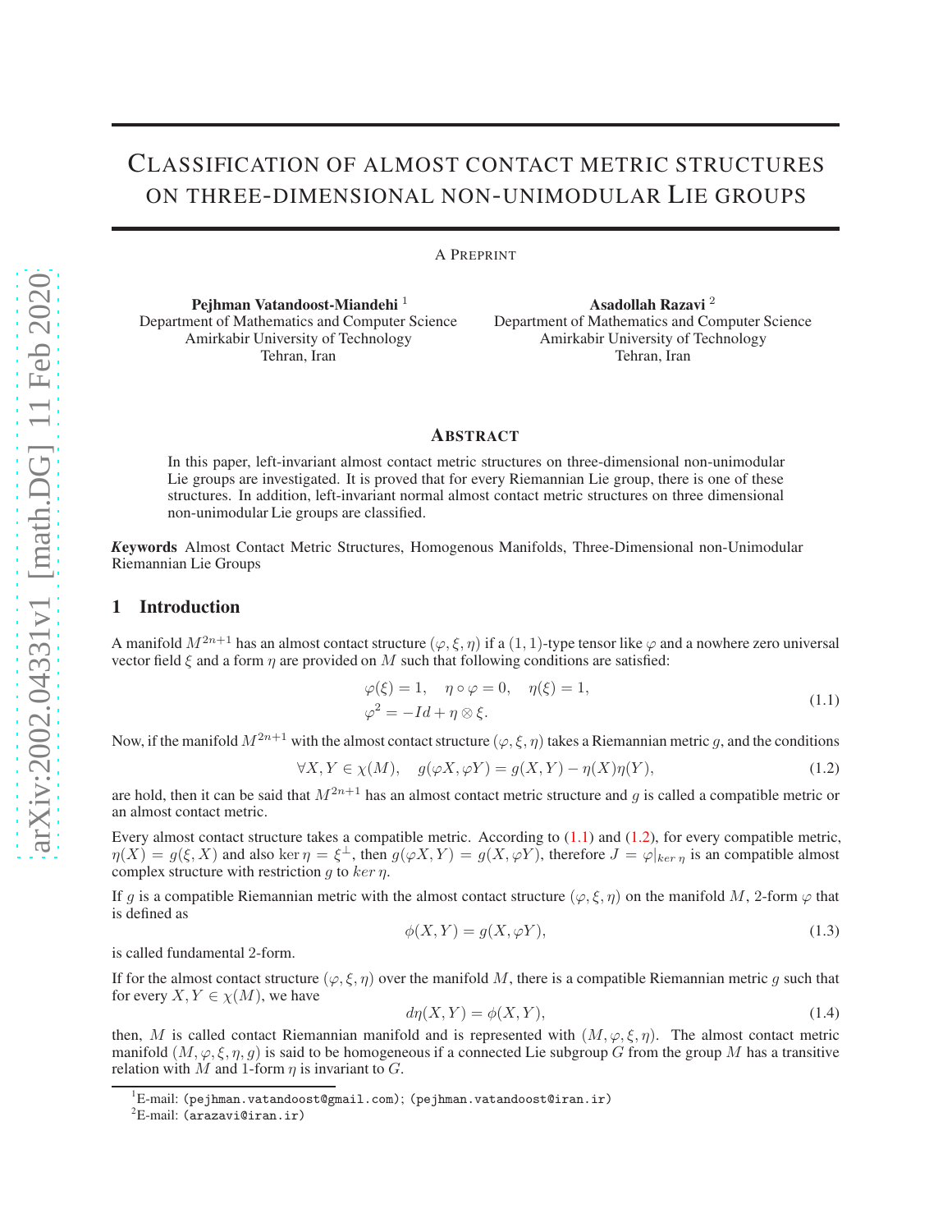# Classification of almost contact metric structures on three-dimensional non-unimodular Lie groups

A Preprint

**Pejhman Vatandoost-Miandehi** [1]
Department of Mathematics and Computer Science
Amirkabir University of Technology
Tehran, Iran

**Asadollah Razavi** [2]
Department of Mathematics and Computer Science
Amirkabir University of Technology
Tehran, Iran

## Abstract

In this paper, left-invariant almost contact metric structures on three-dimensional non-unimodular Lie groups are investigated. It is proved that for every Riemannian Lie group, there is one of these structures. In addition, left-invariant normal almost contact metric structures on three dimensional non-unimodular Lie groups are classified.

***Keywords*** Almost Contact Metric Structures, Homogenous Manifolds, Three-Dimensional non-Unimodular Riemannian Lie Groups

## 1 Introduction

A manifold $M^{2n+1}$ has an almost contact structure $(\varphi, \xi, \eta)$ if a $(1,1)$-type tensor like $\varphi$ and a nowhere zero universal vector field $\xi$ and a form $\eta$ are provided on $M$ such that following conditions are satisfied:

$$\varphi(\xi) = 1, \quad \eta \circ \varphi = 0, \quad \eta(\xi) = 1,$$
$$\varphi^2 = -Id + \eta \otimes \xi. \tag{1.1}$$

Now, if the manifold $M^{2n+1}$ with the almost contact structure $(\varphi, \xi, \eta)$ takes a Riemannian metric $g$, and the conditions

$$\forall X, Y \in \chi(M), \quad g(\varphi X, \varphi Y) = g(X, Y) - \eta(X)\eta(Y), \tag{1.2}$$

are hold, then it can be said that $M^{2n+1}$ has an almost contact metric structure and $g$ is called a compatible metric or an almost contact metric.

Every almost contact structure takes a compatible metric. According to (1.1) and (1.2), for every compatible metric, $\eta(X) = g(\xi, X)$ and also $\ker \eta = \xi^{\perp}$, then $g(\varphi X, Y) = g(X, \varphi Y)$, therefore $J = \varphi|_{ker\,\eta}$ is an compatible almost complex structure with restriction $g$ to $ker\,\eta$.

If $g$ is a compatible Riemannian metric with the almost contact structure $(\varphi, \xi, \eta)$ on the manifold $M$, 2-form $\varphi$ that is defined as

$$\phi(X, Y) = g(X, \varphi Y), \tag{1.3}$$

is called fundamental 2-form.

If for the almost contact structure $(\varphi, \xi, \eta)$ over the manifold $M$, there is a compatible Riemannian metric $g$ such that for every $X, Y \in \chi(M)$, we have

$$d\eta(X, Y) = \phi(X, Y), \tag{1.4}$$

then, $M$ is called contact Riemannian manifold and is represented with $(M, \varphi, \xi, \eta)$. The almost contact metric manifold $(M, \varphi, \xi, \eta, g)$ is said to be homogeneous if a connected Lie subgroup $G$ from the group $M$ has a transitive relation with $M$ and 1-form $\eta$ is invariant to $G$.

[1] E-mail: (pejhman.vatandoost@gmail.com); (pejhman.vatandoost@iran.ir)

[2] E-mail: (arazavi@iran.ir)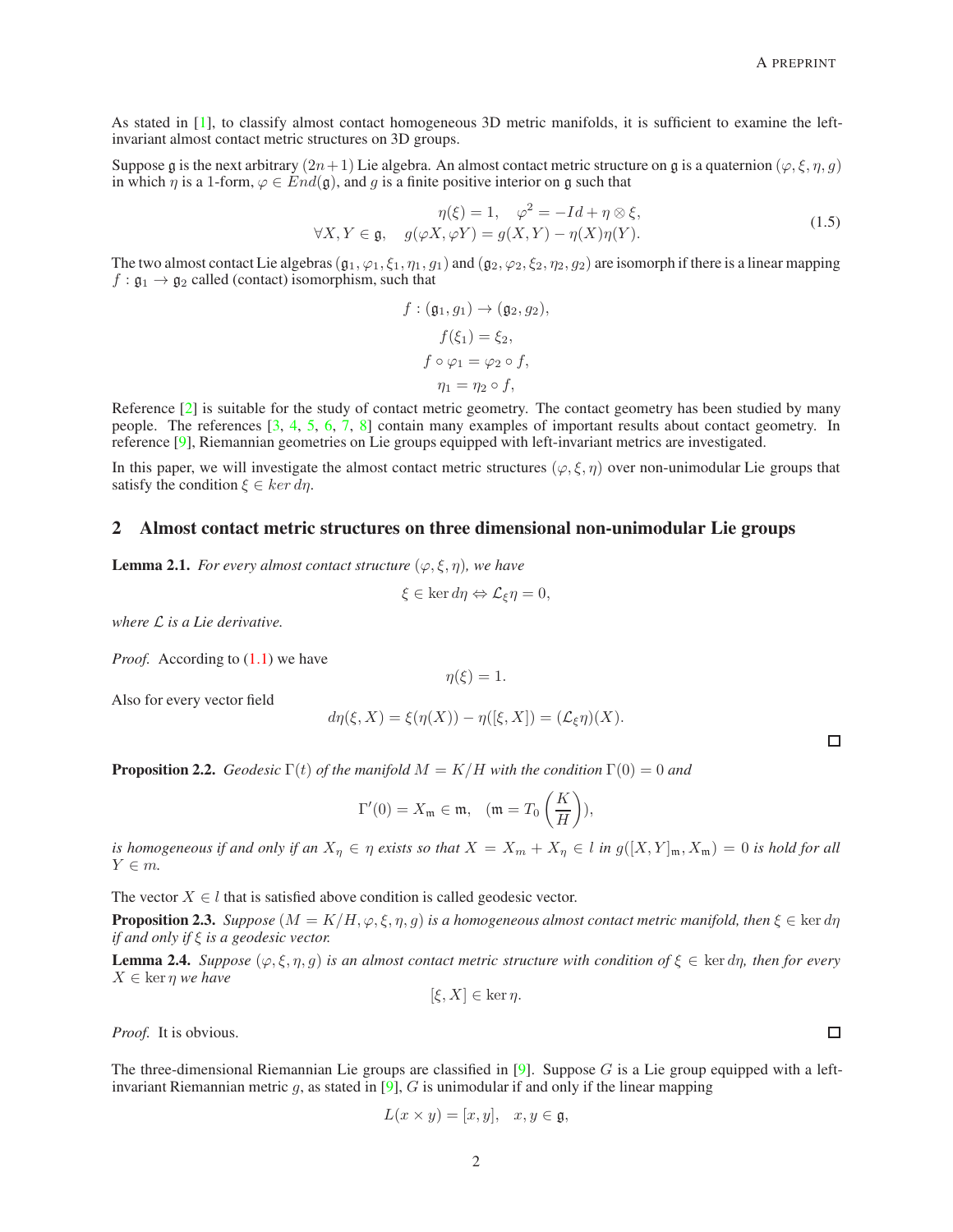As stated in [1], to classify almost contact homogeneous 3D metric manifolds, it is sufficient to examine the left-invariant almost contact metric structures on 3D groups.

Suppose $\mathfrak{g}$ is the next arbitrary $(2n+1)$ Lie algebra. An almost contact metric structure on $\mathfrak{g}$ is a quaternion $(\varphi, \xi, \eta, g)$ in which $\eta$ is a 1-form, $\varphi \in End(\mathfrak{g})$, and $g$ is a finite positive interior on $\mathfrak{g}$ such that

$$
\begin{aligned}
\eta(\xi) = 1, \quad \varphi^2 = -Id + \eta \otimes \xi, \\
\forall X, Y \in \mathfrak{g}, \quad g(\varphi X, \varphi Y) = g(X, Y) - \eta(X)\eta(Y).
\end{aligned}
\tag{1.5}
$$

The two almost contact Lie algebras $(\mathfrak{g}_1, \varphi_1, \xi_1, \eta_1, g_1)$ and $(\mathfrak{g}_2, \varphi_2, \xi_2, \eta_2, g_2)$ are isomorph if there is a linear mapping $f : \mathfrak{g}_1 \to \mathfrak{g}_2$ called (contact) isomorphism, such that

$$
\begin{gathered}
f : (\mathfrak{g}_1, g_1) \to (\mathfrak{g}_2, g_2), \\
f(\xi_1) = \xi_2, \\
f \circ \varphi_1 = \varphi_2 \circ f, \\
\eta_1 = \eta_2 \circ f,
\end{gathered}
$$

Reference [2] is suitable for the study of contact metric geometry. The contact geometry has been studied by many people. The references [3, 4, 5, 6, 7, 8] contain many examples of important results about contact geometry. In reference [9], Riemannian geometries on Lie groups equipped with left-invariant metrics are investigated.

In this paper, we will investigate the almost contact metric structures $(\varphi, \xi, \eta)$ over non-unimodular Lie groups that satisfy the condition $\xi \in ker\, d\eta$.

## 2 Almost contact metric structures on three dimensional non-unimodular Lie groups

**Lemma 2.1.** *For every almost contact structure $(\varphi, \xi, \eta)$, we have*

$$
\xi \in \ker d\eta \Leftrightarrow \mathcal{L}_\xi \eta = 0,
$$

*where $\mathcal{L}$ is a Lie derivative.*

*Proof.* According to (1.1) we have

$$
\eta(\xi) = 1.
$$

Also for every vector field

$$
d\eta(\xi, X) = \xi(\eta(X)) - \eta([\xi, X]) = (\mathcal{L}_\xi \eta)(X).
$$

□

**Proposition 2.2.** *Geodesic $\Gamma(t)$ of the manifold $M = K/H$ with the condition $\Gamma(0) = 0$ and*

$$
\Gamma'(0) = X_\mathfrak{m} \in \mathfrak{m}, \quad (\mathfrak{m} = T_0\left(\frac{K}{H}\right)),
$$

*is homogeneous if and only if an $X_\eta \in \eta$ exists so that $X = X_m + X_\eta \in l$ in $g([X, Y]_\mathfrak{m}, X_\mathfrak{m}) = 0$ is hold for all $Y \in m$.*

The vector $X \in l$ that is satisfied above condition is called geodesic vector.

**Proposition 2.3.** *Suppose $(M = K/H, \varphi, \xi, \eta, g)$ is a homogeneous almost contact metric manifold, then $\xi \in \ker d\eta$ if and only if $\xi$ is a geodesic vector.*

**Lemma 2.4.** *Suppose $(\varphi, \xi, \eta, g)$ is an almost contact metric structure with condition of $\xi \in \ker d\eta$, then for every $X \in \ker \eta$ we have*

$$
[\xi, X] \in \ker \eta.
$$

*Proof.* It is obvious. □

The three-dimensional Riemannian Lie groups are classified in [9]. Suppose $G$ is a Lie group equipped with a left-invariant Riemannian metric $g$, as stated in [9], $G$ is unimodular if and only if the linear mapping

$$
L(x \times y) = [x, y], \quad x, y \in \mathfrak{g},
$$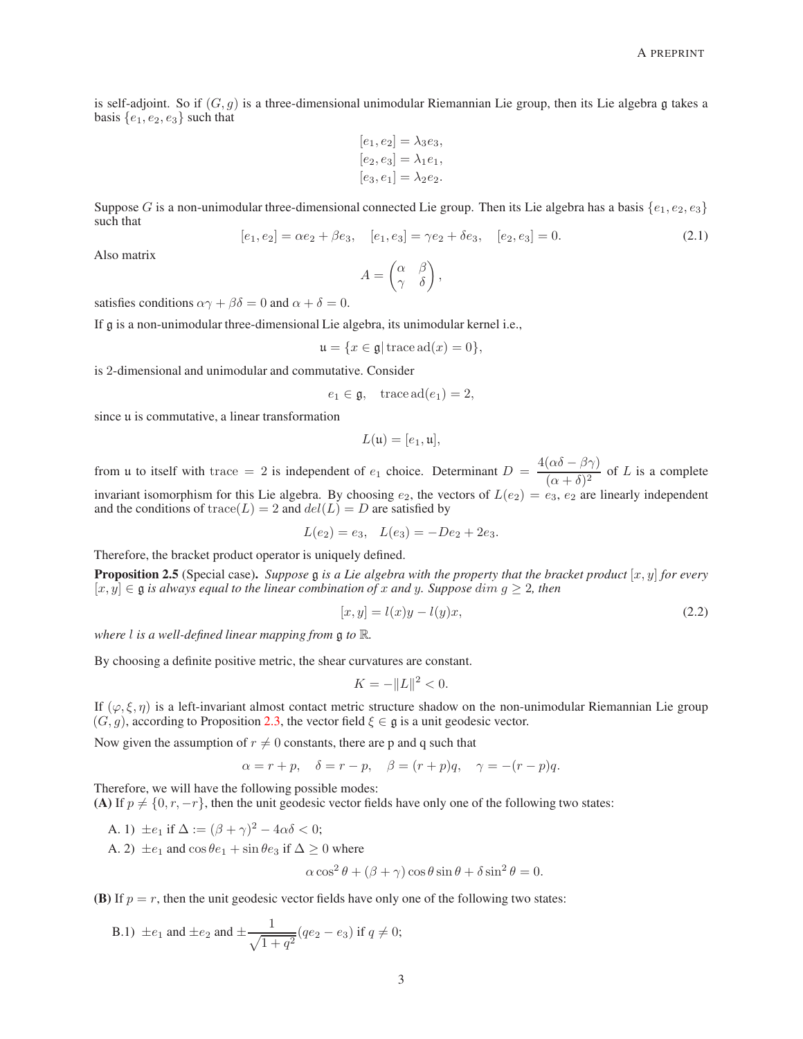is self-adjoint. So if $(G, g)$ is a three-dimensional unimodular Riemannian Lie group, then its Lie algebra $\mathfrak{g}$ takes a basis $\{e_1, e_2, e_3\}$ such that

$$
\begin{aligned}
[e_1, e_2] &= \lambda_3 e_3,\\
[e_2, e_3] &= \lambda_1 e_1,\\
[e_3, e_1] &= \lambda_2 e_2.
\end{aligned}
$$

Suppose $G$ is a non-unimodular three-dimensional connected Lie group. Then its Lie algebra has a basis $\{e_1, e_2, e_3\}$ such that

$$
[e_1, e_2] = \alpha e_2 + \beta e_3, \quad [e_1, e_3] = \gamma e_2 + \delta e_3, \quad [e_2, e_3] = 0. \tag{2.1}
$$

Also matrix

$$
A = \begin{pmatrix} \alpha & \beta \\ \gamma & \delta \end{pmatrix},
$$

satisfies conditions $\alpha\gamma + \beta\delta = 0$ and $\alpha + \delta = 0$.

If $\mathfrak{g}$ is a non-unimodular three-dimensional Lie algebra, its unimodular kernel i.e.,

$$
\mathfrak{u} = \{x \in \mathfrak{g} |\, \operatorname{trace} \operatorname{ad}(x) = 0\},
$$

is 2-dimensional and unimodular and commutative. Consider

$$
e_1 \in \mathfrak{g}, \quad \operatorname{trace} \operatorname{ad}(e_1) = 2,
$$

since $\mathfrak{u}$ is commutative, a linear transformation

$$
L(\mathfrak{u}) = [e_1, \mathfrak{u}],
$$

from $\mathfrak{u}$ to itself with $\operatorname{trace} = 2$ is independent of $e_1$ choice. Determinant $D = \dfrac{4(\alpha\delta - \beta\gamma)}{(\alpha + \delta)^2}$ of $L$ is a complete invariant isomorphism for this Lie algebra. By choosing $e_2$, the vectors of $L(e_2) = e_3$, $e_2$ are linearly independent and the conditions of $\operatorname{trace}(L) = 2$ and $del(L) = D$ are satisfied by

$$
L(e_2) = e_3, \quad L(e_3) = -De_2 + 2e_3.
$$

Therefore, the bracket product operator is uniquely defined.

**Proposition 2.5** (Special case)**.** *Suppose $\mathfrak{g}$ is a Lie algebra with the property that the bracket product $[x, y]$ for every $[x, y] \in \mathfrak{g}$ is always equal to the linear combination of $x$ and $y$. Suppose $dim\ g \geq 2$, then*

$$
[x, y] = l(x)y - l(y)x, \tag{2.2}
$$

*where $l$ is a well-defined linear mapping from $\mathfrak{g}$ to $\mathbb{R}$.*

By choosing a definite positive metric, the shear curvatures are constant.

$$
K = -\|L\|^2 < 0.
$$

If $(\varphi, \xi, \eta)$ is a left-invariant almost contact metric structure shadow on the non-unimodular Riemannian Lie group $(G, g)$, according to Proposition 2.3, the vector field $\xi \in \mathfrak{g}$ is a unit geodesic vector.

Now given the assumption of $r \neq 0$ constants, there are p and q such that

$$
\alpha = r + p, \quad \delta = r - p, \quad \beta = (r + p)q, \quad \gamma = -(r - p)q.
$$

Therefore, we will have the following possible modes:

**(A)** If $p \neq \{0, r, -r\}$, then the unit geodesic vector fields have only one of the following two states:

A. 1) $\pm e_1$ if $\Delta := (\beta + \gamma)^2 - 4\alpha\delta < 0$;

A. 2) $\pm e_1$ and $\cos\theta e_1 + \sin\theta e_3$ if $\Delta \geq 0$ where

$$
\alpha \cos^2\theta + (\beta + \gamma)\cos\theta \sin\theta + \delta \sin^2\theta = 0.
$$

**(B)** If $p = r$, then the unit geodesic vector fields have only one of the following two states:

B.1) $\pm e_1$ and $\pm e_2$ and $\pm\dfrac{1}{\sqrt{1 + q^2}}(qe_2 - e_3)$ if $q \neq 0$;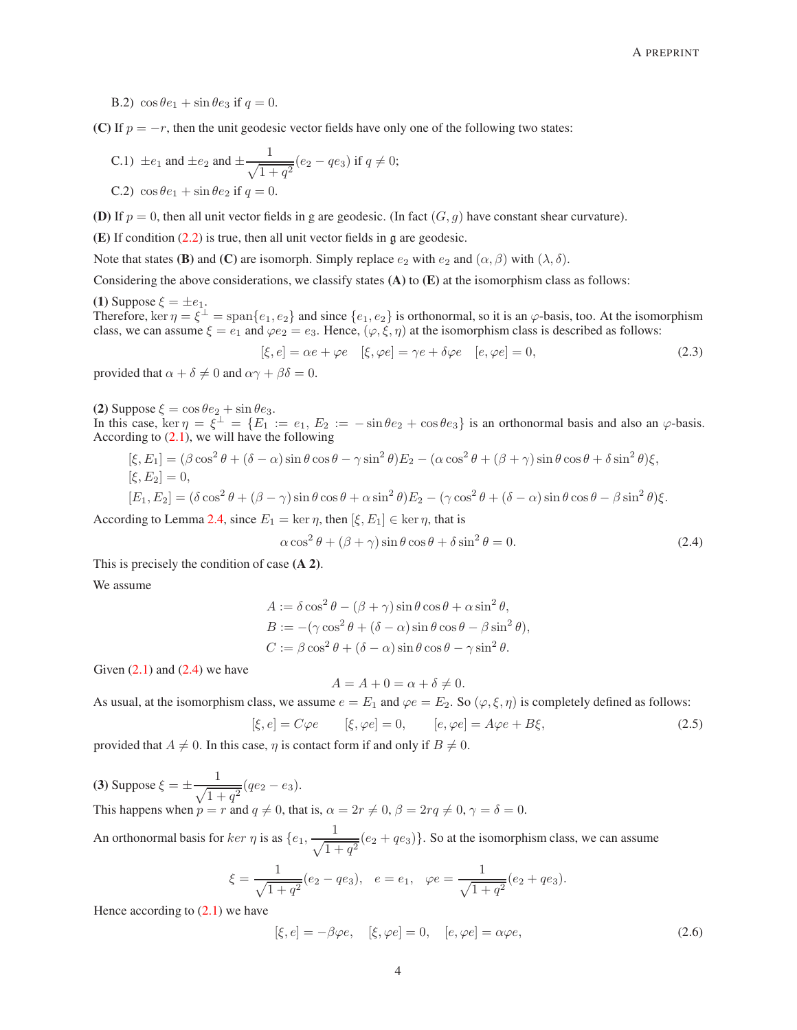B.2) $\cos\theta e_1 + \sin\theta e_3$ if $q = 0$.

**(C)** If $p = -r$, then the unit geodesic vector fields have only one of the following two states:

C.1) $\pm e_1$ and $\pm e_2$ and $\pm\dfrac{1}{\sqrt{1+q^2}}(e_2 - qe_3)$ if $q \neq 0$;

C.2) $\cos\theta e_1 + \sin\theta e_2$ if $q = 0$.

**(D)** If $p = 0$, then all unit vector fields in g are geodesic. (In fact $(G, g)$ have constant shear curvature).

**(E)** If condition (2.2) is true, then all unit vector fields in $\mathfrak{g}$ are geodesic.

Note that states **(B)** and **(C)** are isomorph. Simply replace $e_2$ with $e_2$ and $(\alpha, \beta)$ with $(\lambda, \delta)$.

Considering the above considerations, we classify states **(A)** to **(E)** at the isomorphism class as follows:

**(1)** Suppose $\xi = \pm e_1$.
Therefore, $\ker\eta = \xi^\perp = \mathrm{span}\{e_1, e_2\}$ and since $\{e_1, e_2\}$ is orthonormal, so it is an $\varphi$-basis, too. At the isomorphism class, we can assume $\xi = e_1$ and $\varphi e_2 = e_3$. Hence, $(\varphi, \xi, \eta)$ at the isomorphism class is described as follows:

$$[\xi, e] = \alpha e + \varphi e \quad [\xi, \varphi e] = \gamma e + \delta\varphi e \quad [e, \varphi e] = 0, \tag{2.3}$$

provided that $\alpha + \delta \neq 0$ and $\alpha\gamma + \beta\delta = 0$.

**(2)** Suppose $\xi = \cos\theta e_2 + \sin\theta e_3$.
In this case, $\ker\eta = \xi^\perp = \{E_1 := e_1,\ E_2 := -\sin\theta e_2 + \cos\theta e_3\}$ is an orthonormal basis and also an $\varphi$-basis. According to (2.1), we will have the following

$$\begin{aligned}
&[\xi, E_1] = (\beta\cos^2\theta + (\delta - \alpha)\sin\theta\cos\theta - \gamma\sin^2\theta)E_2 - (\alpha\cos^2\theta + (\beta + \gamma)\sin\theta\cos\theta + \delta\sin^2\theta)\xi,\\
&[\xi, E_2] = 0,\\
&[E_1, E_2] = (\delta\cos^2\theta + (\beta - \gamma)\sin\theta\cos\theta + \alpha\sin^2\theta)E_2 - (\gamma\cos^2\theta + (\delta - \alpha)\sin\theta\cos\theta - \beta\sin^2\theta)\xi.
\end{aligned}$$

According to Lemma 2.4, since $E_1 = \ker\eta$, then $[\xi, E_1] \in \ker\eta$, that is

$$\alpha\cos^2\theta + (\beta + \gamma)\sin\theta\cos\theta + \delta\sin^2\theta = 0. \tag{2.4}$$

This is precisely the condition of case **(A 2)**.

We assume

$$\begin{aligned}
A &:= \delta\cos^2\theta - (\beta + \gamma)\sin\theta\cos\theta + \alpha\sin^2\theta,\\
B &:= -(\gamma\cos^2\theta + (\delta - \alpha)\sin\theta\cos\theta - \beta\sin^2\theta),\\
C &:= \beta\cos^2\theta + (\delta - \alpha)\sin\theta\cos\theta - \gamma\sin^2\theta.
\end{aligned}$$

Given (2.1) and (2.4) we have

$$A = A + 0 = \alpha + \delta \neq 0.$$

As usual, at the isomorphism class, we assume $e = E_1$ and $\varphi e = E_2$. So $(\varphi, \xi, \eta)$ is completely defined as follows:

$$[\xi, e] = C\varphi e \qquad [\xi, \varphi e] = 0, \qquad [e, \varphi e] = A\varphi e + B\xi, \tag{2.5}$$

provided that $A \neq 0$. In this case, $\eta$ is contact form if and only if $B \neq 0$.

**(3)** Suppose $\xi = \pm\dfrac{1}{\sqrt{1+q^2}}(qe_2 - e_3)$.
This happens when $p = r$ and $q \neq 0$, that is, $\alpha = 2r \neq 0$, $\beta = 2rq \neq 0$, $\gamma = \delta = 0$.

An orthonormal basis for $ker\ \eta$ is as $\{e_1, \dfrac{1}{\sqrt{1+q^2}}(e_2 + qe_3)\}$. So at the isomorphism class, we can assume

$$\xi = \frac{1}{\sqrt{1+q^2}}(e_2 - qe_3), \quad e = e_1, \quad \varphi e = \frac{1}{\sqrt{1+q^2}}(e_2 + qe_3).$$

Hence according to (2.1) we have

$$[\xi, e] = -\beta\varphi e, \quad [\xi, \varphi e] = 0, \quad [e, \varphi e] = \alpha\varphi e, \tag{2.6}$$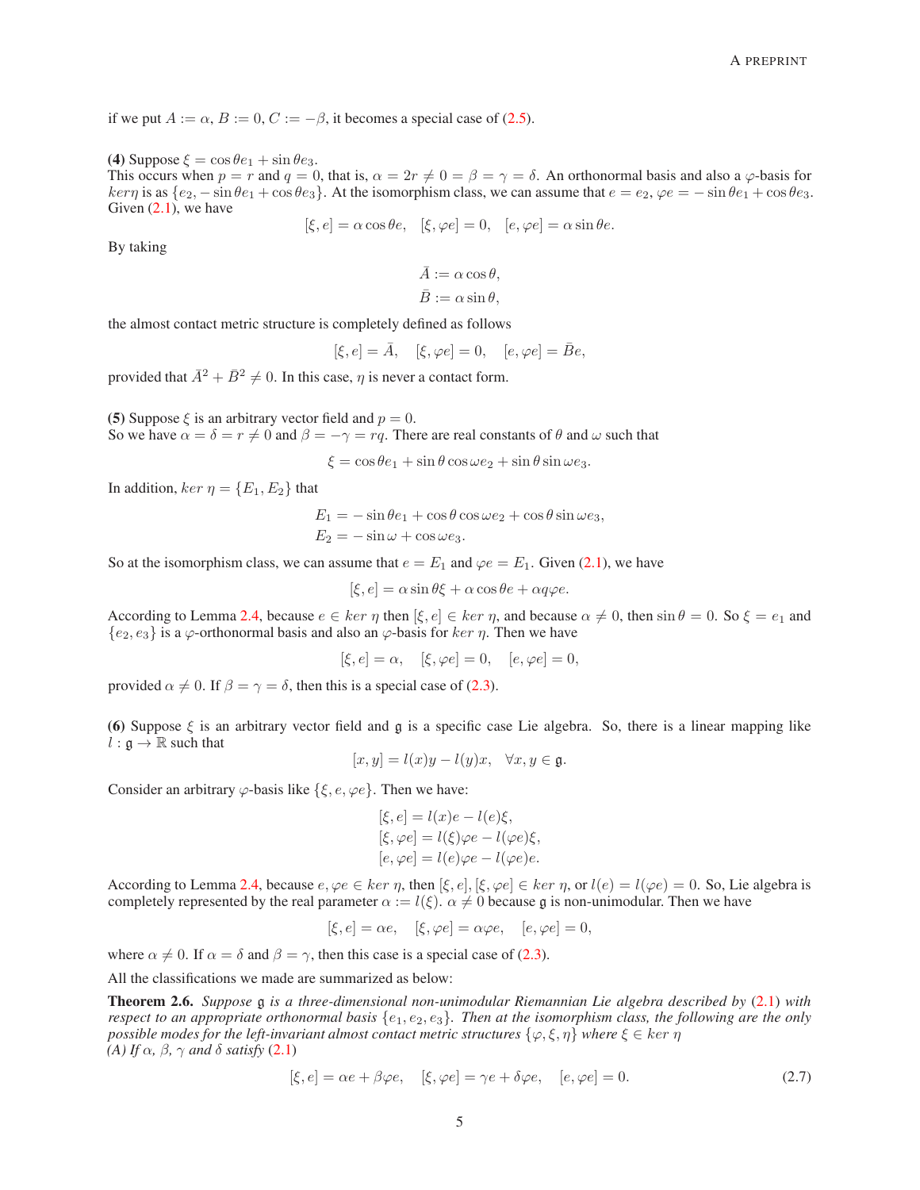if we put $A := \alpha$, $B := 0$, $C := -\beta$, it becomes a special case of (2.5).

**(4)** Suppose $\xi = \cos\theta e_1 + \sin\theta e_3$.
This occurs when $p = r$ and $q = 0$, that is, $\alpha = 2r \neq 0 = \beta = \gamma = \delta$. An orthonormal basis and also a $\varphi$-basis for $ker\eta$ is as $\{e_2, -\sin\theta e_1 + \cos\theta e_3\}$. At the isomorphism class, we can assume that $e = e_2$, $\varphi e = -\sin\theta e_1 + \cos\theta e_3$. Given (2.1), we have

$$[\xi, e] = \alpha\cos\theta e, \quad [\xi, \varphi e] = 0, \quad [e, \varphi e] = \alpha\sin\theta e.$$

By taking

$$\bar{A} := \alpha\cos\theta,$$
$$\bar{B} := \alpha\sin\theta,$$

the almost contact metric structure is completely defined as follows

$$[\xi, e] = \bar{A}, \quad [\xi, \varphi e] = 0, \quad [e, \varphi e] = \bar{B}e,$$

provided that $\bar{A}^2 + \bar{B}^2 \neq 0$. In this case, $\eta$ is never a contact form.

**(5)** Suppose $\xi$ is an arbitrary vector field and $p = 0$.
So we have $\alpha = \delta = r \neq 0$ and $\beta = -\gamma = rq$. There are real constants of $\theta$ and $\omega$ such that

$$\xi = \cos\theta e_1 + \sin\theta\cos\omega e_2 + \sin\theta\sin\omega e_3.$$

In addition, $ker\ \eta = \{E_1, E_2\}$ that

$$E_1 = -\sin\theta e_1 + \cos\theta\cos\omega e_2 + \cos\theta\sin\omega e_3,$$
$$E_2 = -\sin\omega + \cos\omega e_3.$$

So at the isomorphism class, we can assume that $e = E_1$ and $\varphi e = E_1$. Given (2.1), we have

$$[\xi, e] = \alpha\sin\theta\xi + \alpha\cos\theta e + \alpha q\varphi e.$$

According to Lemma 2.4, because $e \in ker\ \eta$ then $[\xi, e] \in ker\ \eta$, and because $\alpha \neq 0$, then $\sin\theta = 0$. So $\xi = e_1$ and $\{e_2, e_3\}$ is a $\varphi$-orthonormal basis and also an $\varphi$-basis for $ker\ \eta$. Then we have

$$[\xi, e] = \alpha, \quad [\xi, \varphi e] = 0, \quad [e, \varphi e] = 0,$$

provided $\alpha \neq 0$. If $\beta = \gamma = \delta$, then this is a special case of (2.3).

**(6)** Suppose $\xi$ is an arbitrary vector field and $\mathfrak{g}$ is a specific case Lie algebra. So, there is a linear mapping like $l : \mathfrak{g} \to \mathbb{R}$ such that

$$[x, y] = l(x)y - l(y)x, \quad \forall x, y \in \mathfrak{g}.$$

Consider an arbitrary $\varphi$-basis like $\{\xi, e, \varphi e\}$. Then we have:

$$[\xi, e] = l(x)e - l(e)\xi,$$
$$[\xi, \varphi e] = l(\xi)\varphi e - l(\varphi e)\xi,$$
$$[e, \varphi e] = l(e)\varphi e - l(\varphi e)e.$$

According to Lemma 2.4, because $e, \varphi e \in ker\ \eta$, then $[\xi, e], [\xi, \varphi e] \in ker\ \eta$, or $l(e) = l(\varphi e) = 0$. So, Lie algebra is completely represented by the real parameter $\alpha := l(\xi)$. $\alpha \neq 0$ because $\mathfrak{g}$ is non-unimodular. Then we have

$$[\xi, e] = \alpha e, \quad [\xi, \varphi e] = \alpha\varphi e, \quad [e, \varphi e] = 0,$$

where $\alpha \neq 0$. If $\alpha = \delta$ and $\beta = \gamma$, then this case is a special case of (2.3).

All the classifications we made are summarized as below:

**Theorem 2.6.** *Suppose $\mathfrak{g}$ is a three-dimensional non-unimodular Riemannian Lie algebra described by (2.1) with respect to an appropriate orthonormal basis $\{e_1, e_2, e_3\}$. Then at the isomorphism class, the following are the only possible modes for the left-invariant almost contact metric structures $\{\varphi, \xi, \eta\}$ where $\xi \in ker\ \eta$*
*(A) If $\alpha$, $\beta$, $\gamma$ and $\delta$ satisfy (2.1)*

$$[\xi, e] = \alpha e + \beta\varphi e, \quad [\xi, \varphi e] = \gamma e + \delta\varphi e, \quad [e, \varphi e] = 0. \tag{2.7}$$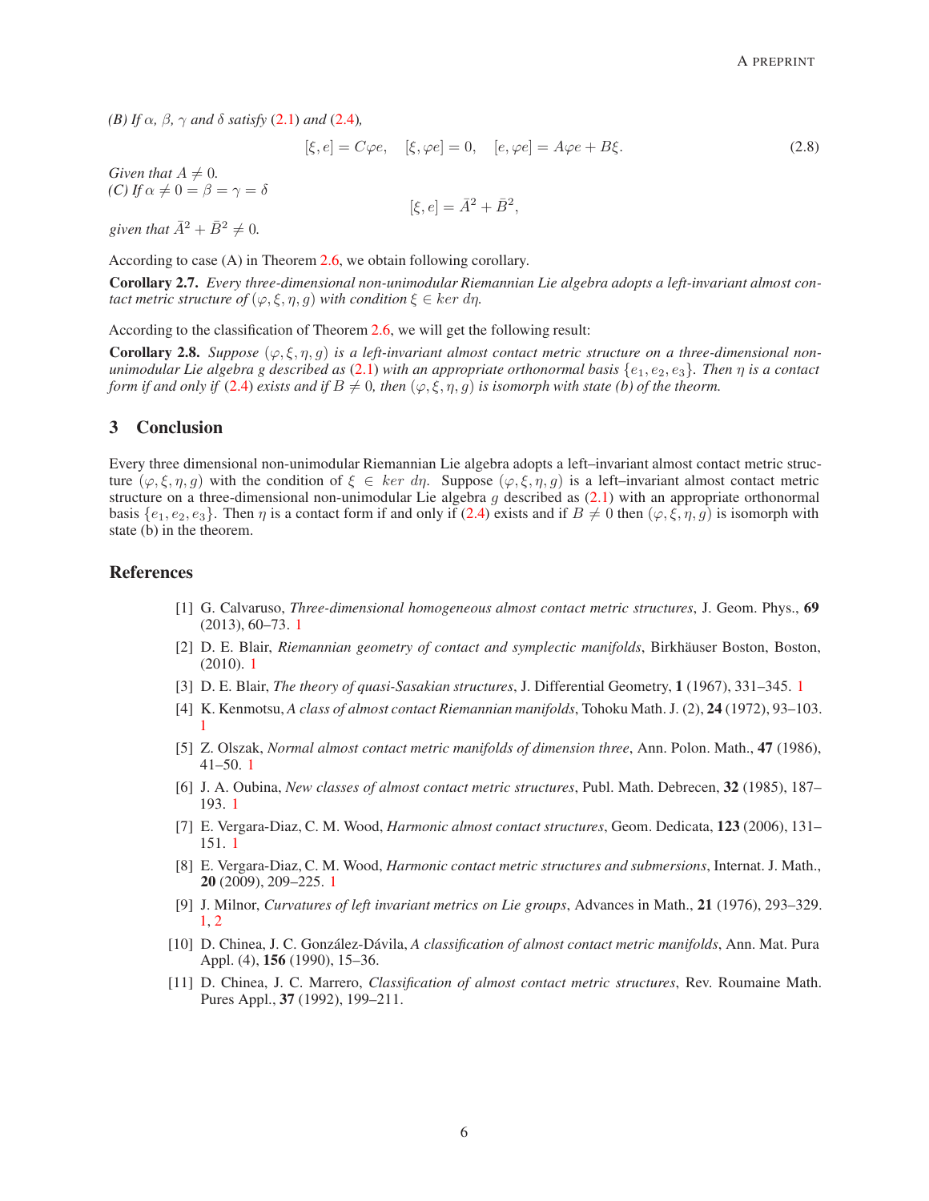*(B) If $\alpha$, $\beta$, $\gamma$ and $\delta$ satisfy (2.1) and (2.4),*

$$[\xi, e] = C\varphi e, \quad [\xi, \varphi e] = 0, \quad [e, \varphi e] = A\varphi e + B\xi. \tag{2.8}$$

*Given that $A \neq 0$.*
*(C) If $\alpha \neq 0 = \beta = \gamma = \delta$*

$$[\xi, e] = \bar{A}^2 + \bar{B}^2,$$

*given that $\bar{A}^2 + \bar{B}^2 \neq 0$.*

According to case (A) in Theorem 2.6, we obtain following corollary.

**Corollary 2.7.** *Every three-dimensional non-unimodular Riemannian Lie algebra adopts a left-invariant almost contact metric structure of $(\varphi, \xi, \eta, g)$ with condition $\xi \in ker\, d\eta$.*

According to the classification of Theorem 2.6, we will get the following result:

**Corollary 2.8.** *Suppose $(\varphi, \xi, \eta, g)$ is a left-invariant almost contact metric structure on a three-dimensional non-unimodular Lie algebra g described as (2.1) with an appropriate orthonormal basis $\{e_1, e_2, e_3\}$. Then $\eta$ is a contact form if and only if (2.4) exists and if $B \neq 0$, then $(\varphi, \xi, \eta, g)$ is isomorph with state (b) of the theorm.*

## 3 Conclusion

Every three dimensional non-unimodular Riemannian Lie algebra adopts a left–invariant almost contact metric structure $(\varphi, \xi, \eta, g)$ with the condition of $\xi \in ker\, d\eta$. Suppose $(\varphi, \xi, \eta, g)$ is a left–invariant almost contact metric structure on a three-dimensional non-unimodular Lie algebra $g$ described as (2.1) with an appropriate orthonormal basis $\{e_1, e_2, e_3\}$. Then $\eta$ is a contact form if and only if (2.4) exists and if $B \neq 0$ then $(\varphi, \xi, \eta, g)$ is isomorph with state (b) in the theorem.

## References

[1] G. Calvaruso, *Three-dimensional homogeneous almost contact metric structures*, J. Geom. Phys., **69** (2013), 60–73. 1

[2] D. E. Blair, *Riemannian geometry of contact and symplectic manifolds*, Birkhäuser Boston, Boston, (2010). 1

[3] D. E. Blair, *The theory of quasi-Sasakian structures*, J. Differential Geometry, **1** (1967), 331–345. 1

[4] K. Kenmotsu, *A class of almost contact Riemannian manifolds*, Tohoku Math. J. (2), **24** (1972), 93–103. 1

[5] Z. Olszak, *Normal almost contact metric manifolds of dimension three*, Ann. Polon. Math., **47** (1986), 41–50. 1

[6] J. A. Oubina, *New classes of almost contact metric structures*, Publ. Math. Debrecen, **32** (1985), 187–193. 1

[7] E. Vergara-Diaz, C. M. Wood, *Harmonic almost contact structures*, Geom. Dedicata, **123** (2006), 131–151. 1

[8] E. Vergara-Diaz, C. M. Wood, *Harmonic contact metric structures and submersions*, Internat. J. Math., **20** (2009), 209–225. 1

[9] J. Milnor, *Curvatures of left invariant metrics on Lie groups*, Advances in Math., **21** (1976), 293–329. 1, 2

[10] D. Chinea, J. C. González-Dávila, *A classification of almost contact metric manifolds*, Ann. Mat. Pura Appl. (4), **156** (1990), 15–36.

[11] D. Chinea, J. C. Marrero, *Classification of almost contact metric structures*, Rev. Roumaine Math. Pures Appl., **37** (1992), 199–211.